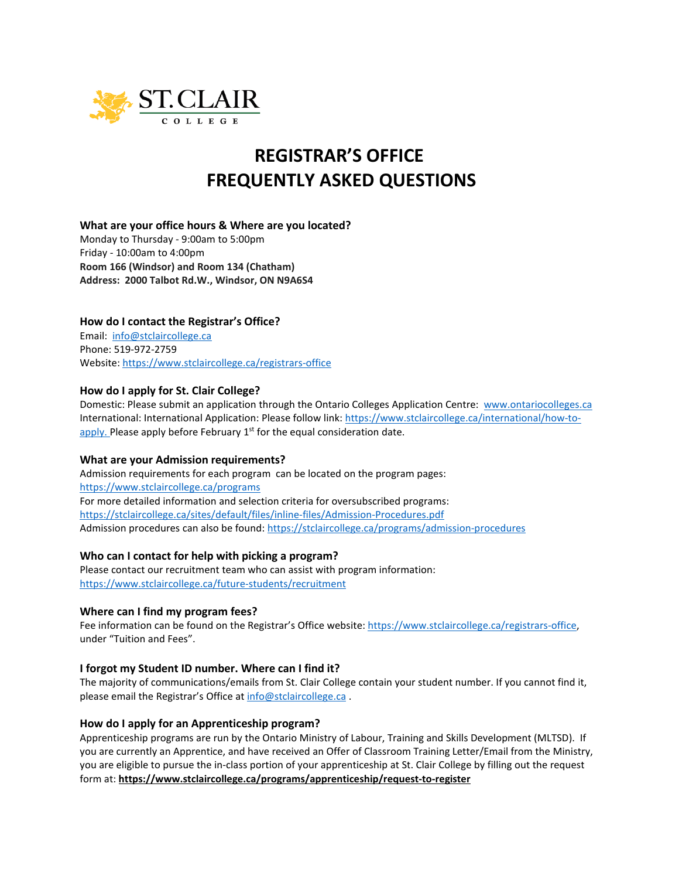# REGISTRAR'S OFFICE FREQUENTLY ASKED QUESTIONS

### What are your office hours & Where are you located?

Monday to Thursday - 9:00am to 5:00pm
Friday - 10:00am to 4:00pm
**Room 166 (Windsor) and Room 134 (Chatham)**
**Address: 2000 Talbot Rd.W., Windsor, ON N9A6S4**

### How do I contact the Registrar's Office?

Email: info@stclaircollege.ca
Phone: 519-972-2759
Website: https://www.stclaircollege.ca/registrars-office

### How do I apply for St. Clair College?

Domestic: Please submit an application through the Ontario Colleges Application Centre: www.ontariocolleges.ca
International: International Application: Please follow link: https://www.stclaircollege.ca/international/how-to-apply. Please apply before February 1st for the equal consideration date.

### What are your Admission requirements?

Admission requirements for each program can be located on the program pages: https://www.stclaircollege.ca/programs
For more detailed information and selection criteria for oversubscribed programs: https://stclaircollege.ca/sites/default/files/inline-files/Admission-Procedures.pdf
Admission procedures can also be found: https://stclaircollege.ca/programs/admission-procedures

### Who can I contact for help with picking a program?

Please contact our recruitment team who can assist with program information: https://www.stclaircollege.ca/future-students/recruitment

### Where can I find my program fees?

Fee information can be found on the Registrar's Office website: https://www.stclaircollege.ca/registrars-office, under "Tuition and Fees".

### I forgot my Student ID number. Where can I find it?

The majority of communications/emails from St. Clair College contain your student number. If you cannot find it, please email the Registrar's Office at info@stclaircollege.ca .

### How do I apply for an Apprenticeship program?

Apprenticeship programs are run by the Ontario Ministry of Labour, Training and Skills Development (MLTSD). If you are currently an Apprentice, and have received an Offer of Classroom Training Letter/Email from the Ministry, you are eligible to pursue the in-class portion of your apprenticeship at St. Clair College by filling out the request form at: **https://www.stclaircollege.ca/programs/apprenticeship/request-to-register**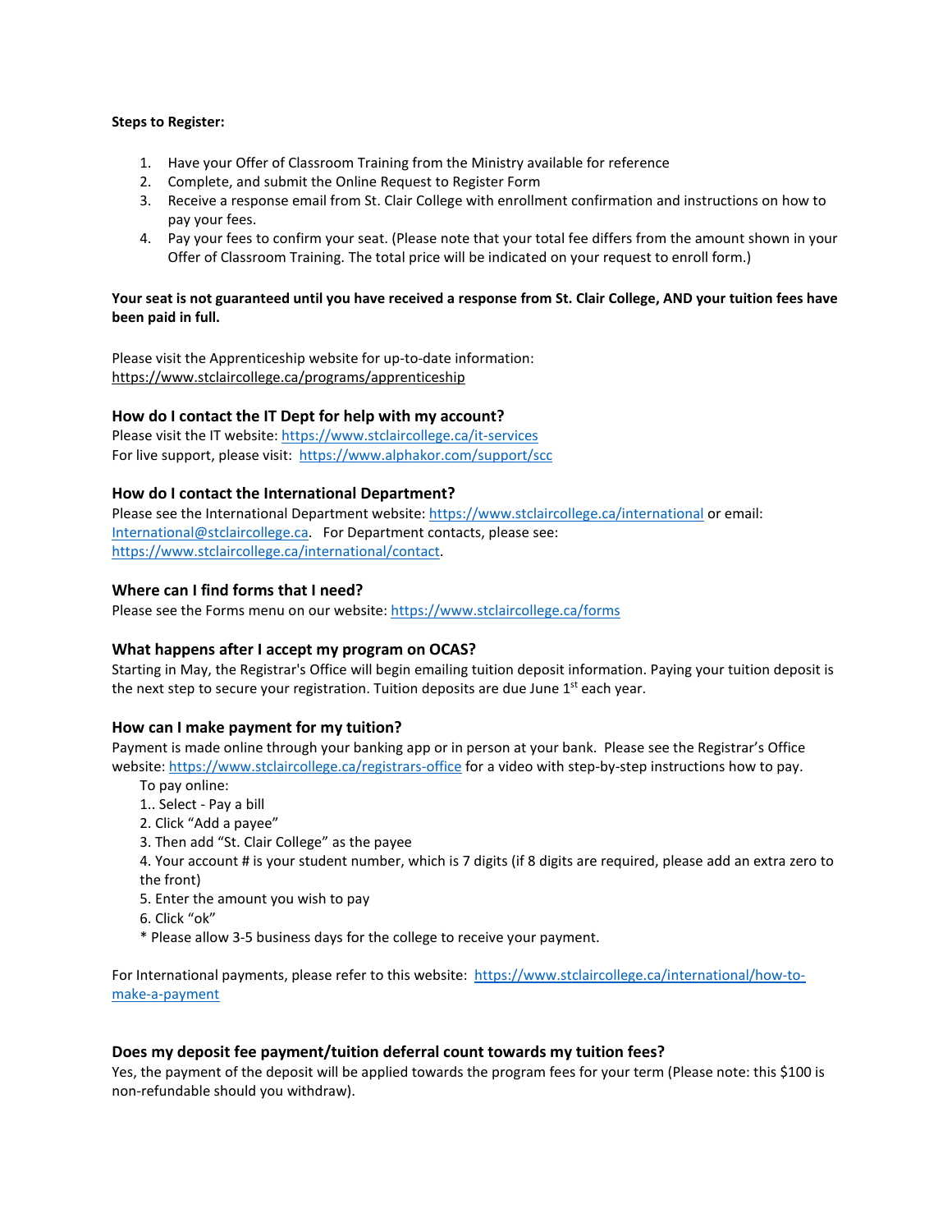**Steps to Register:**

1. Have your Offer of Classroom Training from the Ministry available for reference
2. Complete, and submit the Online Request to Register Form
3. Receive a response email from St. Clair College with enrollment confirmation and instructions on how to pay your fees.
4. Pay your fees to confirm your seat. (Please note that your total fee differs from the amount shown in your Offer of Classroom Training. The total price will be indicated on your request to enroll form.)

**Your seat is not guaranteed until you have received a response from St. Clair College, AND your tuition fees have been paid in full.**

Please visit the Apprenticeship website for up-to-date information: https://www.stclaircollege.ca/programs/apprenticeship

### How do I contact the IT Dept for help with my account?

Please visit the IT website: https://www.stclaircollege.ca/it-services
For live support, please visit: https://www.alphakor.com/support/scc

### How do I contact the International Department?

Please see the International Department website: https://www.stclaircollege.ca/international or email: International@stclaircollege.ca. For Department contacts, please see: https://www.stclaircollege.ca/international/contact.

### Where can I find forms that I need?

Please see the Forms menu on our website: https://www.stclaircollege.ca/forms

### What happens after I accept my program on OCAS?

Starting in May, the Registrar's Office will begin emailing tuition deposit information. Paying your tuition deposit is the next step to secure your registration. Tuition deposits are due June 1st each year.

### How can I make payment for my tuition?

Payment is made online through your banking app or in person at your bank. Please see the Registrar's Office website: https://www.stclaircollege.ca/registrars-office for a video with step-by-step instructions how to pay.

To pay online:

1.. Select - Pay a bill
2. Click "Add a payee"
3. Then add "St. Clair College" as the payee
4. Your account # is your student number, which is 7 digits (if 8 digits are required, please add an extra zero to the front)
5. Enter the amount you wish to pay
6. Click "ok"

* Please allow 3-5 business days for the college to receive your payment.

For International payments, please refer to this website: https://www.stclaircollege.ca/international/how-to-make-a-payment

### Does my deposit fee payment/tuition deferral count towards my tuition fees?

Yes, the payment of the deposit will be applied towards the program fees for your term (Please note: this $100 is non-refundable should you withdraw).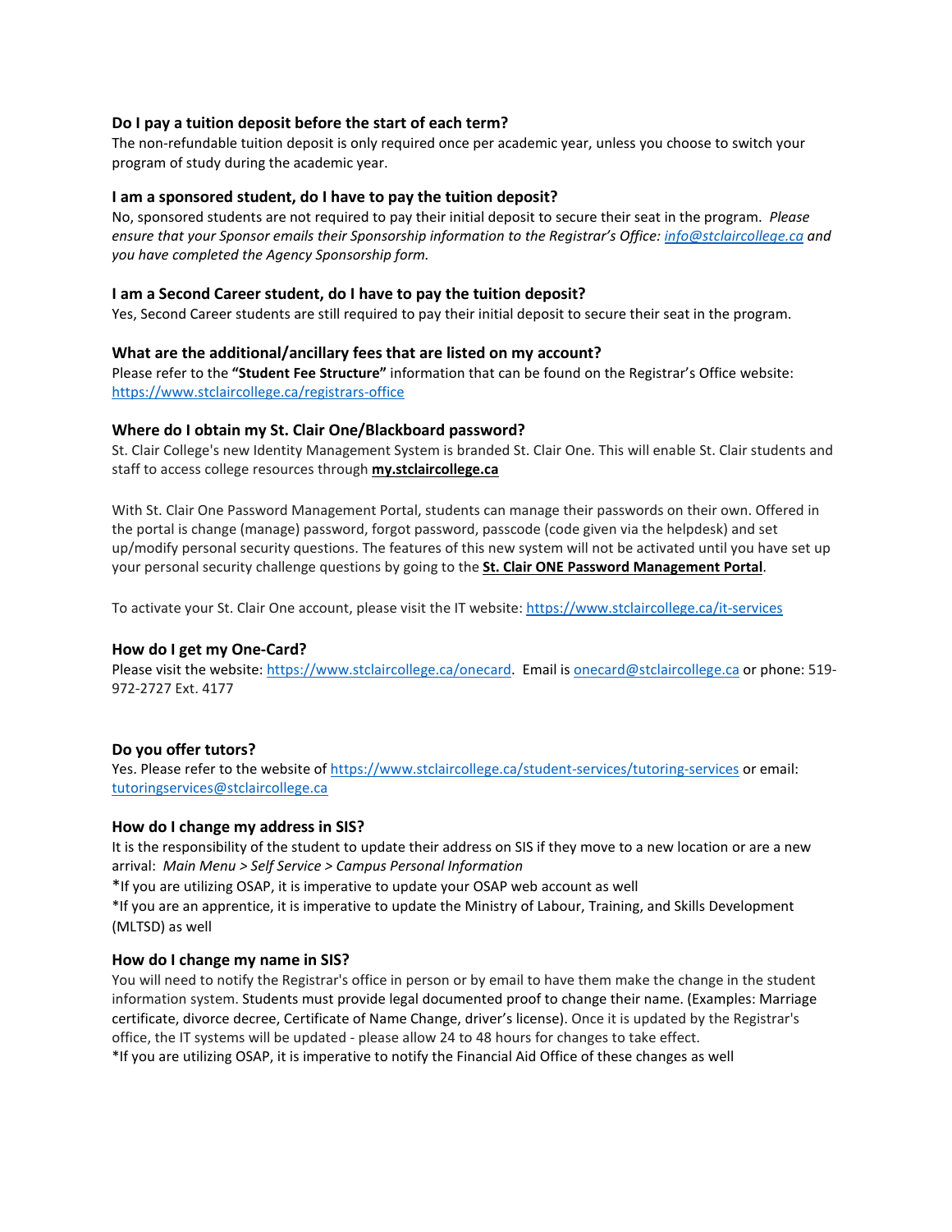### Do I pay a tuition deposit before the start of each term?

The non-refundable tuition deposit is only required once per academic year, unless you choose to switch your program of study during the academic year.

### I am a sponsored student, do I have to pay the tuition deposit?

No, sponsored students are not required to pay their initial deposit to secure their seat in the program. *Please ensure that your Sponsor emails their Sponsorship information to the Registrar's Office: info@stclaircollege.ca and you have completed the Agency Sponsorship form.*

### I am a Second Career student, do I have to pay the tuition deposit?

Yes, Second Career students are still required to pay their initial deposit to secure their seat in the program.

### What are the additional/ancillary fees that are listed on my account?

Please refer to the **"Student Fee Structure"** information that can be found on the Registrar's Office website: https://www.stclaircollege.ca/registrars-office

### Where do I obtain my St. Clair One/Blackboard password?

St. Clair College's new Identity Management System is branded St. Clair One. This will enable St. Clair students and staff to access college resources through **my.stclaircollege.ca**

With St. Clair One Password Management Portal, students can manage their passwords on their own. Offered in the portal is change (manage) password, forgot password, passcode (code given via the helpdesk) and set up/modify personal security questions. The features of this new system will not be activated until you have set up your personal security challenge questions by going to the **St. Clair ONE Password Management Portal**.

To activate your St. Clair One account, please visit the IT website: https://www.stclaircollege.ca/it-services

### How do I get my One-Card?

Please visit the website: https://www.stclaircollege.ca/onecard. Email is onecard@stclaircollege.ca or phone: 519-972-2727 Ext. 4177

### Do you offer tutors?

Yes. Please refer to the website of https://www.stclaircollege.ca/student-services/tutoring-services or email: tutoringservices@stclaircollege.ca

### How do I change my address in SIS?

It is the responsibility of the student to update their address on SIS if they move to a new location or are a new arrival: *Main Menu > Self Service > Campus Personal Information*

*If you are utilizing OSAP, it is imperative to update your OSAP web account as well

*If you are an apprentice, it is imperative to update the Ministry of Labour, Training, and Skills Development (MLTSD) as well

### How do I change my name in SIS?

You will need to notify the Registrar's office in person or by email to have them make the change in the student information system. Students must provide legal documented proof to change their name. (Examples: Marriage certificate, divorce decree, Certificate of Name Change, driver's license). Once it is updated by the Registrar's office, the IT systems will be updated - please allow 24 to 48 hours for changes to take effect.

*If you are utilizing OSAP, it is imperative to notify the Financial Aid Office of these changes as well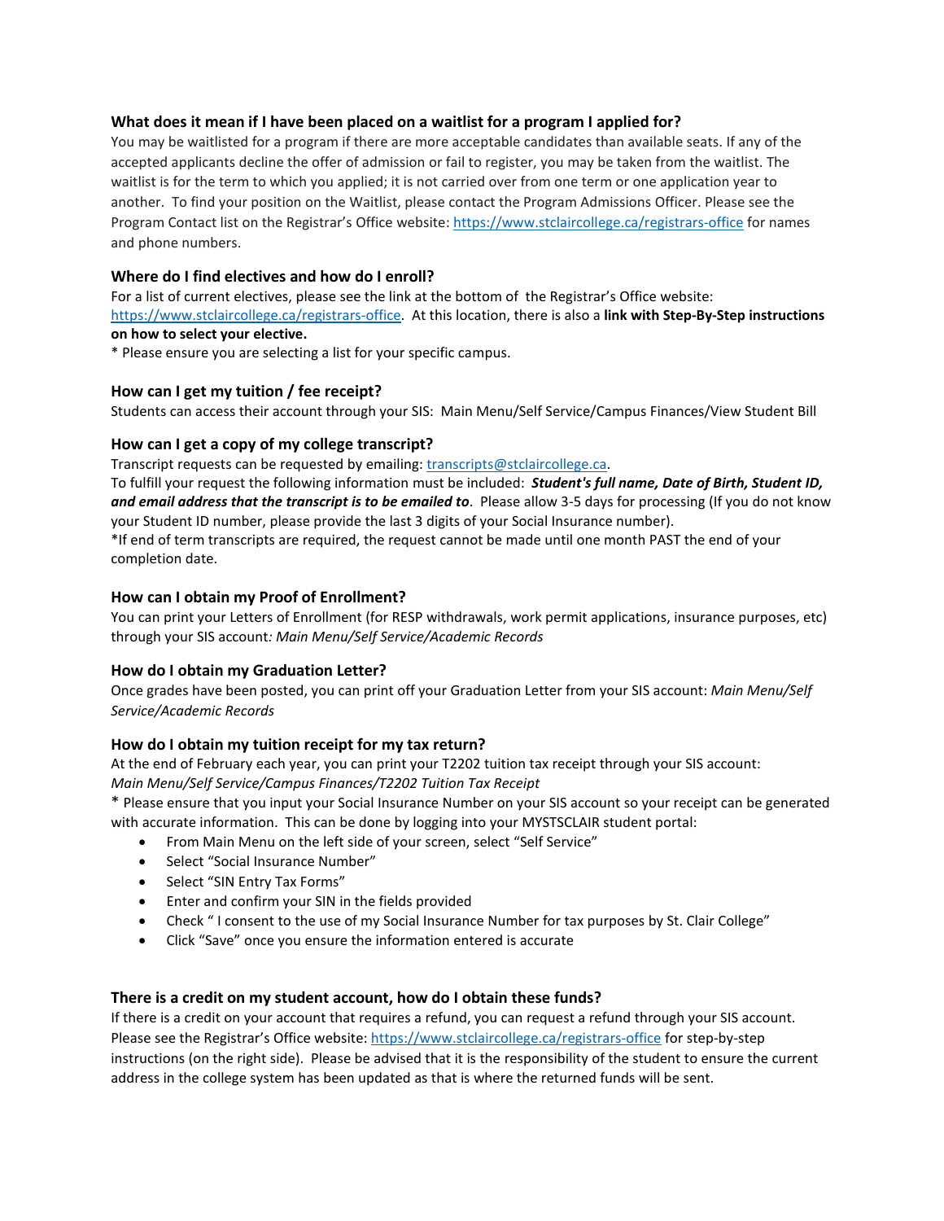### What does it mean if I have been placed on a waitlist for a program I applied for?

You may be waitlisted for a program if there are more acceptable candidates than available seats. If any of the accepted applicants decline the offer of admission or fail to register, you may be taken from the waitlist. The waitlist is for the term to which you applied; it is not carried over from one term or one application year to another. To find your position on the Waitlist, please contact the Program Admissions Officer. Please see the Program Contact list on the Registrar's Office website: https://www.stclaircollege.ca/registrars-office for names and phone numbers.

### Where do I find electives and how do I enroll?

For a list of current electives, please see the link at the bottom of the Registrar's Office website: https://www.stclaircollege.ca/registrars-office. At this location, there is also a **link with Step-By-Step instructions on how to select your elective.**

* Please ensure you are selecting a list for your specific campus.

### How can I get my tuition / fee receipt?

Students can access their account through your SIS: Main Menu/Self Service/Campus Finances/View Student Bill

### How can I get a copy of my college transcript?

Transcript requests can be requested by emailing: transcripts@stclaircollege.ca.

To fulfill your request the following information must be included: ***Student's full name, Date of Birth, Student ID, and email address that the transcript is to be emailed to***. Please allow 3-5 days for processing (If you do not know your Student ID number, please provide the last 3 digits of your Social Insurance number).

*If end of term transcripts are required, the request cannot be made until one month PAST the end of your completion date.

### How can I obtain my Proof of Enrollment?

You can print your Letters of Enrollment (for RESP withdrawals, work permit applications, insurance purposes, etc) through your SIS account*: Main Menu/Self Service/Academic Records*

### How do I obtain my Graduation Letter?

Once grades have been posted, you can print off your Graduation Letter from your SIS account: *Main Menu/Self Service/Academic Records*

### How do I obtain my tuition receipt for my tax return?

At the end of February each year, you can print your T2202 tuition tax receipt through your SIS account: *Main Menu/Self Service/Campus Finances/T2202 Tuition Tax Receipt*

* Please ensure that you input your Social Insurance Number on your SIS account so your receipt can be generated with accurate information. This can be done by logging into your MYSTSCLAIR student portal:

- From Main Menu on the left side of your screen, select "Self Service"
- Select "Social Insurance Number"
- Select "SIN Entry Tax Forms"
- Enter and confirm your SIN in the fields provided
- Check " I consent to the use of my Social Insurance Number for tax purposes by St. Clair College"
- Click "Save" once you ensure the information entered is accurate

### There is a credit on my student account, how do I obtain these funds?

If there is a credit on your account that requires a refund, you can request a refund through your SIS account. Please see the Registrar's Office website: https://www.stclaircollege.ca/registrars-office for step-by-step instructions (on the right side). Please be advised that it is the responsibility of the student to ensure the current address in the college system has been updated as that is where the returned funds will be sent.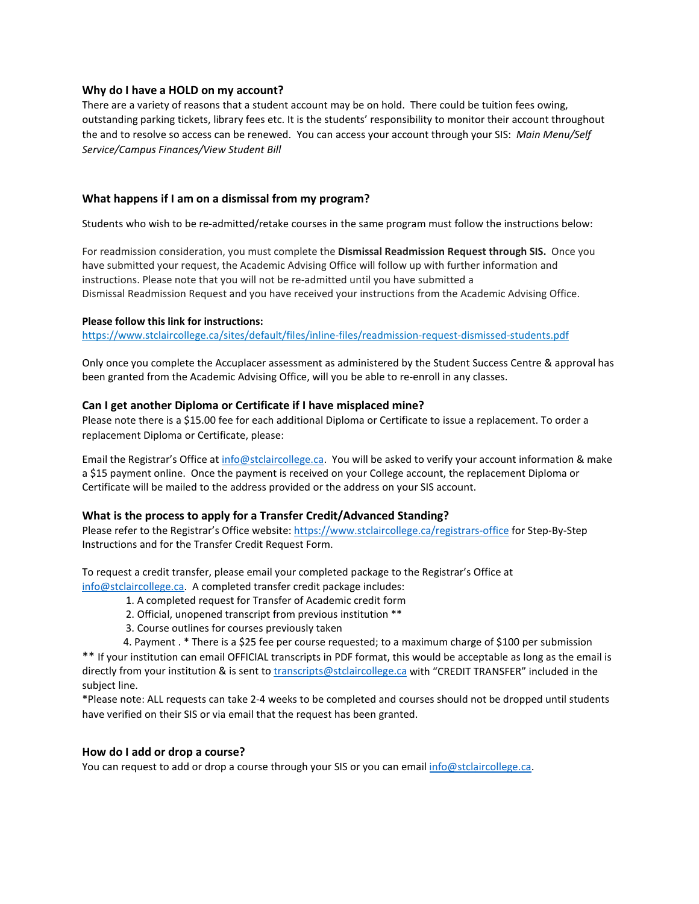### Why do I have a HOLD on my account?

There are a variety of reasons that a student account may be on hold. There could be tuition fees owing, outstanding parking tickets, library fees etc. It is the students' responsibility to monitor their account throughout the and to resolve so access can be renewed. You can access your account through your SIS: *Main Menu/Self Service/Campus Finances/View Student Bill*

### What happens if I am on a dismissal from my program?

Students who wish to be re-admitted/retake courses in the same program must follow the instructions below:

For readmission consideration, you must complete the **Dismissal Readmission Request through SIS.** Once you have submitted your request, the Academic Advising Office will follow up with further information and instructions. Please note that you will not be re-admitted until you have submitted a Dismissal Readmission Request and you have received your instructions from the Academic Advising Office.

**Please follow this link for instructions:**
[https://www.stclaircollege.ca/sites/default/files/inline-files/readmission-request-dismissed-students.pdf](https://www.stclaircollege.ca/sites/default/files/inline-files/readmission-request-dismissed-students.pdf)

Only once you complete the Accuplacer assessment as administered by the Student Success Centre & approval has been granted from the Academic Advising Office, will you be able to re-enroll in any classes.

### Can I get another Diploma or Certificate if I have misplaced mine?

Please note there is a $15.00 fee for each additional Diploma or Certificate to issue a replacement. To order a replacement Diploma or Certificate, please:

Email the Registrar's Office at [info@stclaircollege.ca](mailto:info@stclaircollege.ca). You will be asked to verify your account information & make a $15 payment online. Once the payment is received on your College account, the replacement Diploma or Certificate will be mailed to the address provided or the address on your SIS account.

### What is the process to apply for a Transfer Credit/Advanced Standing?

Please refer to the Registrar's Office website: [https://www.stclaircollege.ca/registrars-office](https://www.stclaircollege.ca/registrars-office) for Step-By-Step Instructions and for the Transfer Credit Request Form.

To request a credit transfer, please email your completed package to the Registrar's Office at [info@stclaircollege.ca](mailto:info@stclaircollege.ca). A completed transfer credit package includes:

1. A completed request for Transfer of Academic credit form
2. Official, unopened transcript from previous institution **
3. Course outlines for courses previously taken
4. Payment . * There is a $25 fee per course requested; to a maximum charge of $100 per submission

** If your institution can email OFFICIAL transcripts in PDF format, this would be acceptable as long as the email is directly from your institution & is sent to [transcripts@stclaircollege.ca](mailto:transcripts@stclaircollege.ca) with "CREDIT TRANSFER" included in the subject line.

*Please note: ALL requests can take 2-4 weeks to be completed and courses should not be dropped until students have verified on their SIS or via email that the request has been granted.

### How do I add or drop a course?

You can request to add or drop a course through your SIS or you can email [info@stclaircollege.ca](mailto:info@stclaircollege.ca).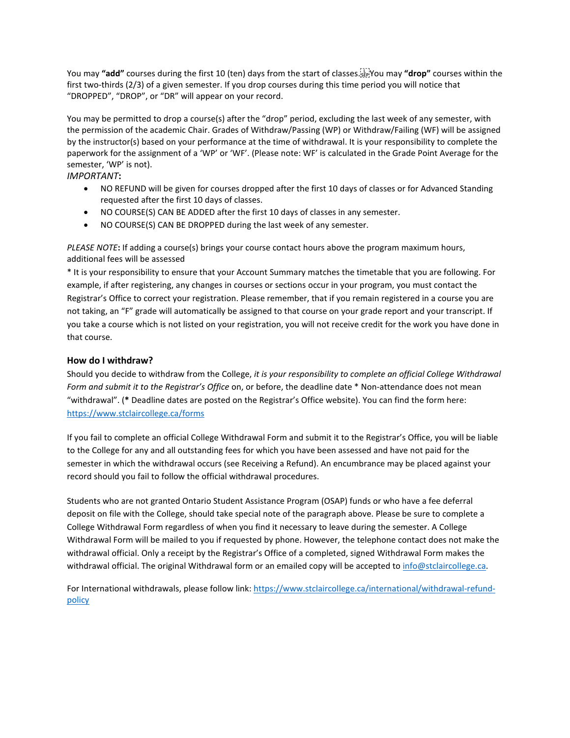You may **"add"** courses during the first 10 (ten) days from the start of classes. You may **"drop"** courses within the first two-thirds (2/3) of a given semester. If you drop courses during this time period you will notice that "DROPPED", "DROP", or "DR" will appear on your record.

You may be permitted to drop a course(s) after the "drop" period, excluding the last week of any semester, with the permission of the academic Chair. Grades of Withdraw/Passing (WP) or Withdraw/Failing (WF) will be assigned by the instructor(s) based on your performance at the time of withdrawal. It is your responsibility to complete the paperwork for the assignment of a 'WP' or 'WF'. (Please note: WF' is calculated in the Grade Point Average for the semester, 'WP' is not).

*IMPORTANT***:**

- NO REFUND will be given for courses dropped after the first 10 days of classes or for Advanced Standing requested after the first 10 days of classes.
- NO COURSE(S) CAN BE ADDED after the first 10 days of classes in any semester.
- NO COURSE(S) CAN BE DROPPED during the last week of any semester.

*PLEASE NOTE***:** If adding a course(s) brings your course contact hours above the program maximum hours, additional fees will be assessed

* It is your responsibility to ensure that your Account Summary matches the timetable that you are following. For example, if after registering, any changes in courses or sections occur in your program, you must contact the Registrar's Office to correct your registration. Please remember, that if you remain registered in a course you are not taking, an "F" grade will automatically be assigned to that course on your grade report and your transcript. If you take a course which is not listed on your registration, you will not receive credit for the work you have done in that course.

### How do I withdraw?

Should you decide to withdraw from the College, *it is your responsibility to complete an official College Withdrawal Form and submit it to the Registrar's Office* on, or before, the deadline date * Non-attendance does not mean "withdrawal". (**\*** Deadline dates are posted on the Registrar's Office website). You can find the form here: https://www.stclaircollege.ca/forms

If you fail to complete an official College Withdrawal Form and submit it to the Registrar's Office, you will be liable to the College for any and all outstanding fees for which you have been assessed and have not paid for the semester in which the withdrawal occurs (see Receiving a Refund). An encumbrance may be placed against your record should you fail to follow the official withdrawal procedures.

Students who are not granted Ontario Student Assistance Program (OSAP) funds or who have a fee deferral deposit on file with the College, should take special note of the paragraph above. Please be sure to complete a College Withdrawal Form regardless of when you find it necessary to leave during the semester. A College Withdrawal Form will be mailed to you if requested by phone. However, the telephone contact does not make the withdrawal official. Only a receipt by the Registrar's Office of a completed, signed Withdrawal Form makes the withdrawal official. The original Withdrawal form or an emailed copy will be accepted to info@stclaircollege.ca.

For International withdrawals, please follow link: https://www.stclaircollege.ca/international/withdrawal-refund-policy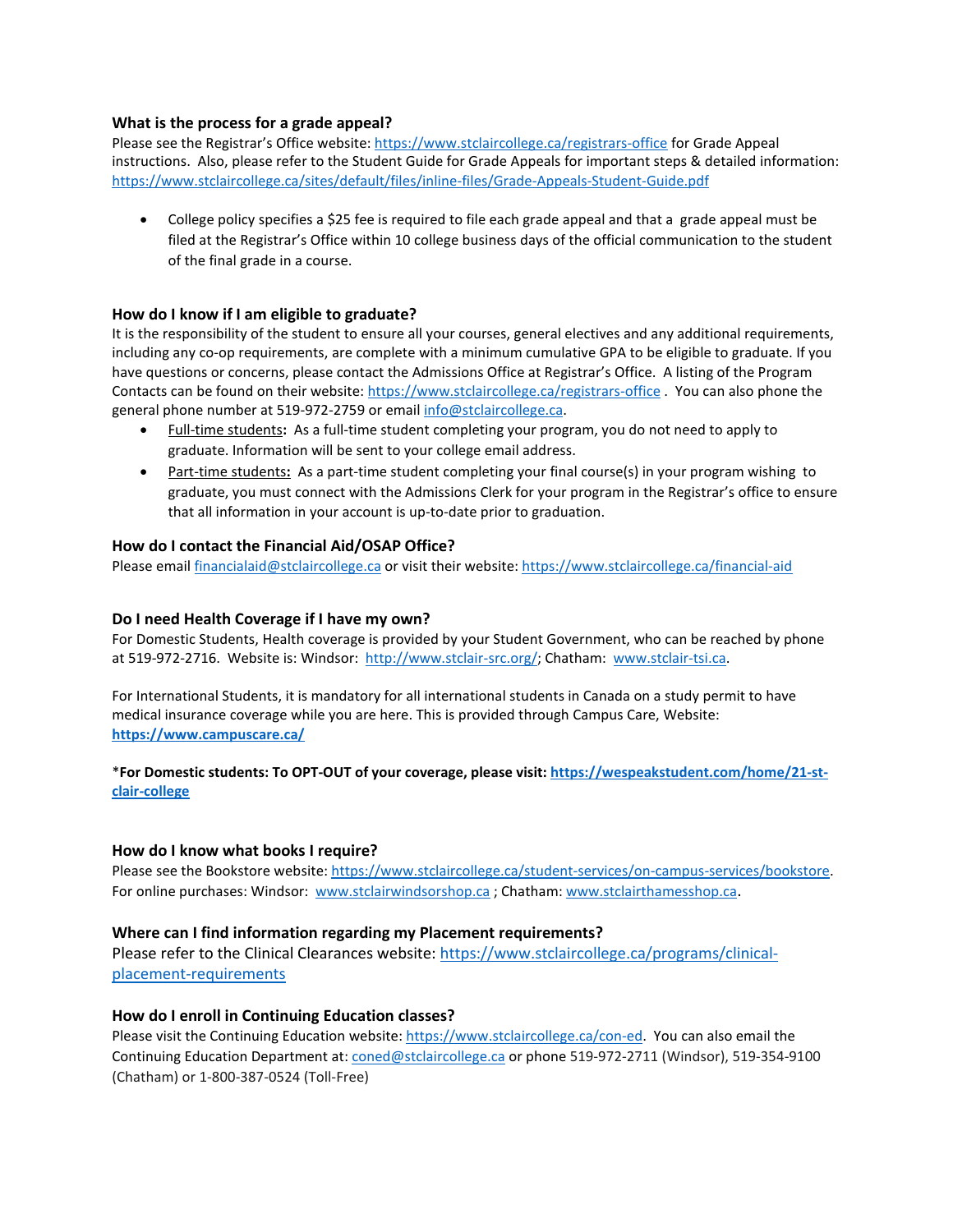### What is the process for a grade appeal?

Please see the Registrar's Office website: https://www.stclaircollege.ca/registrars-office for Grade Appeal instructions. Also, please refer to the Student Guide for Grade Appeals for important steps & detailed information: https://www.stclaircollege.ca/sites/default/files/inline-files/Grade-Appeals-Student-Guide.pdf

- College policy specifies a $25 fee is required to file each grade appeal and that a grade appeal must be filed at the Registrar's Office within 10 college business days of the official communication to the student of the final grade in a course.

### How do I know if I am eligible to graduate?

It is the responsibility of the student to ensure all your courses, general electives and any additional requirements, including any co-op requirements, are complete with a minimum cumulative GPA to be eligible to graduate. If you have questions or concerns, please contact the Admissions Office at Registrar's Office. A listing of the Program Contacts can be found on their website: https://www.stclaircollege.ca/registrars-office . You can also phone the general phone number at 519-972-2759 or email info@stclaircollege.ca.

- Full-time students**:** As a full-time student completing your program, you do not need to apply to graduate. Information will be sent to your college email address.
- Part-time students**:** As a part-time student completing your final course(s) in your program wishing to graduate, you must connect with the Admissions Clerk for your program in the Registrar's office to ensure that all information in your account is up-to-date prior to graduation.

### How do I contact the Financial Aid/OSAP Office?

Please email financialaid@stclaircollege.ca or visit their website: https://www.stclaircollege.ca/financial-aid

### Do I need Health Coverage if I have my own?

For Domestic Students, Health coverage is provided by your Student Government, who can be reached by phone at 519-972-2716. Website is: Windsor: http://www.stclair-src.org/; Chatham: www.stclair-tsi.ca.

For International Students, it is mandatory for all international students in Canada on a study permit to have medical insurance coverage while you are here. This is provided through Campus Care, Website: **https://www.campuscare.ca/**

***For Domestic students: To OPT-OUT of your coverage, please visit: https://wespeakstudent.com/home/21-st-clair-college**

### How do I know what books I require?

Please see the Bookstore website: https://www.stclaircollege.ca/student-services/on-campus-services/bookstore. For online purchases: Windsor: www.stclairwindsorshop.ca ; Chatham: www.stclairthamesshop.ca.

### Where can I find information regarding my Placement requirements?

Please refer to the Clinical Clearances website: https://www.stclaircollege.ca/programs/clinical-placement-requirements

### How do I enroll in Continuing Education classes?

Please visit the Continuing Education website: https://www.stclaircollege.ca/con-ed. You can also email the Continuing Education Department at: coned@stclaircollege.ca or phone 519-972-2711 (Windsor), 519-354-9100 (Chatham) or 1-800-387-0524 (Toll-Free)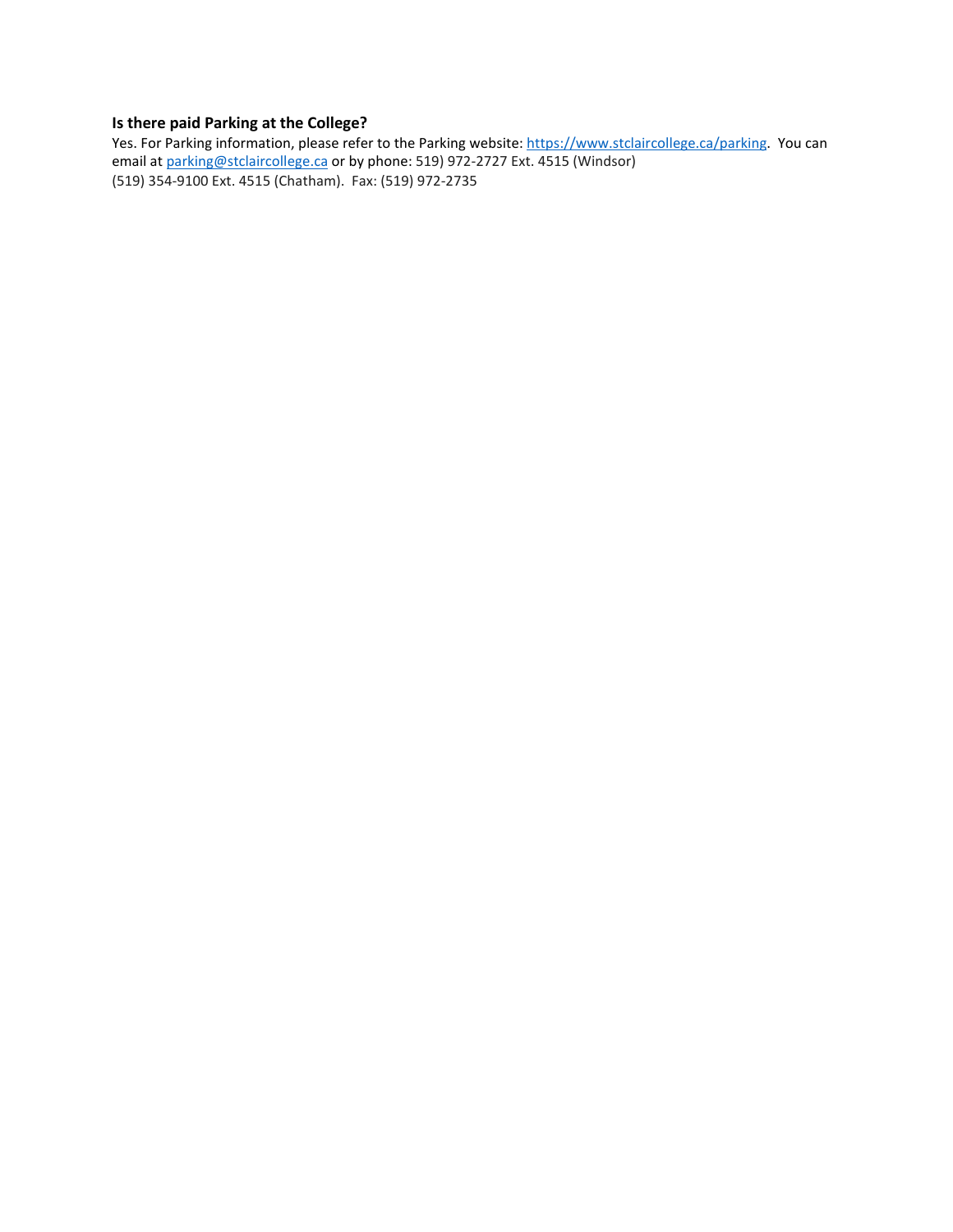### Is there paid Parking at the College?

Yes. For Parking information, please refer to the Parking website: [https://www.stclaircollege.ca/parking](https://www.stclaircollege.ca/parking). You can email at [parking@stclaircollege.ca](mailto:parking@stclaircollege.ca) or by phone: 519) 972-2727 Ext. 4515 (Windsor)
(519) 354-9100 Ext. 4515 (Chatham). Fax: (519) 972-2735